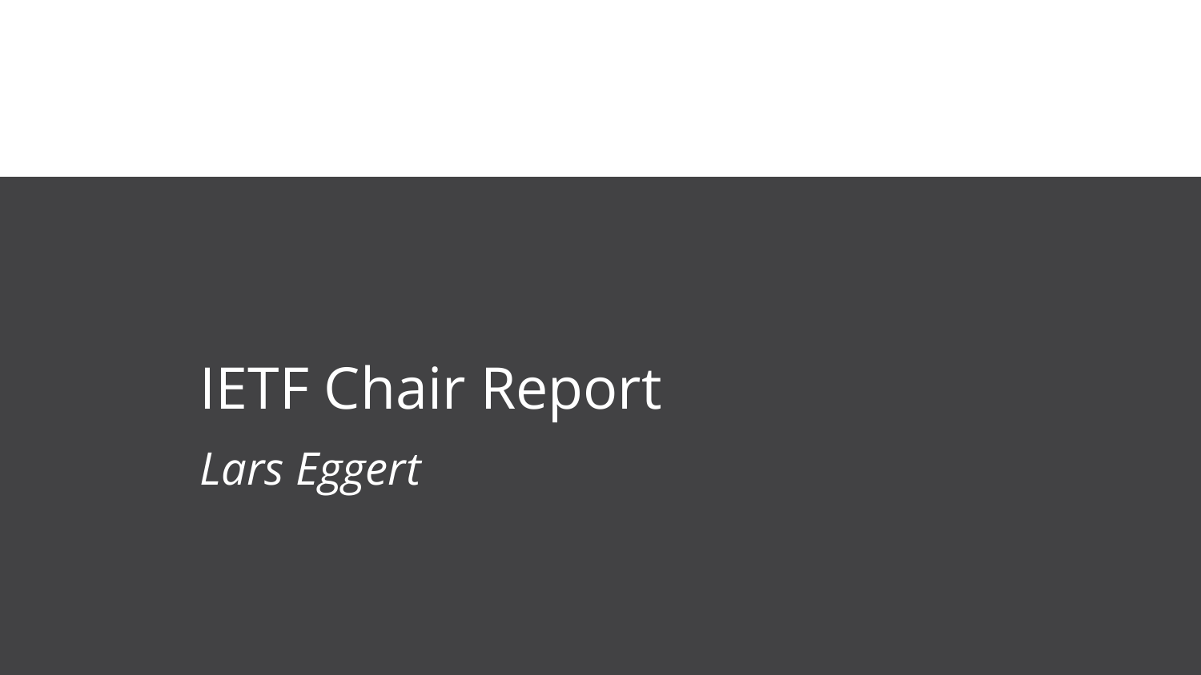# IETF Chair Report

*Lars Eggert*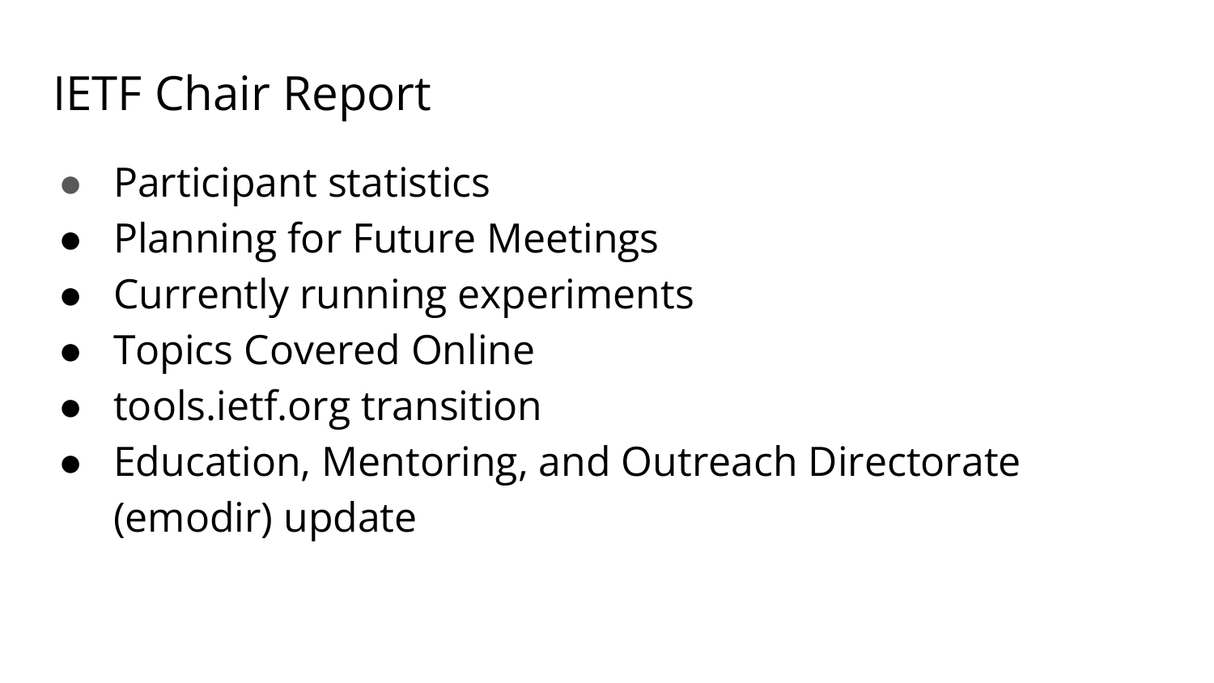# IETF Chair Report

- Participant statistics
- Planning for Future Meetings
- Currently running experiments
- Topics Covered Online
- tools.ietf.org transition
- Education, Mentoring, and Outreach Directorate (emodir) update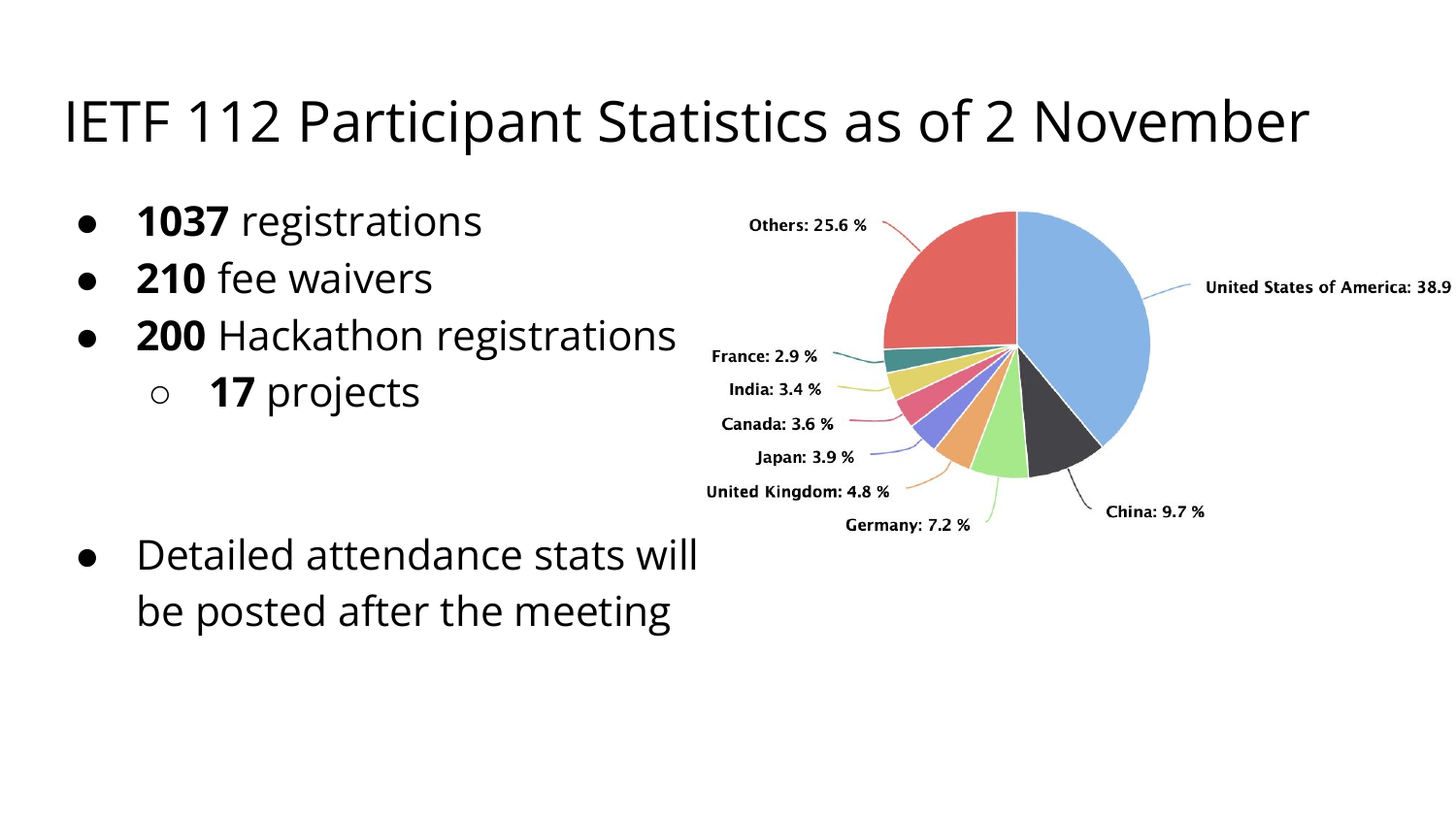# IETF 112 Participant Statistics as of 2 November

- **1037** registrations
- **210** fee waivers
- **200** Hackathon registrations
  - **17** projects

- Detailed attendance stats will be posted after the meeting

Others: 25.6 %
United States of America: 38.9
France: 2.9 %
India: 3.4 %
Canada: 3.6 %
Japan: 3.9 %
United Kingdom: 4.8 %
Germany: 7.2 %
China: 9.7 %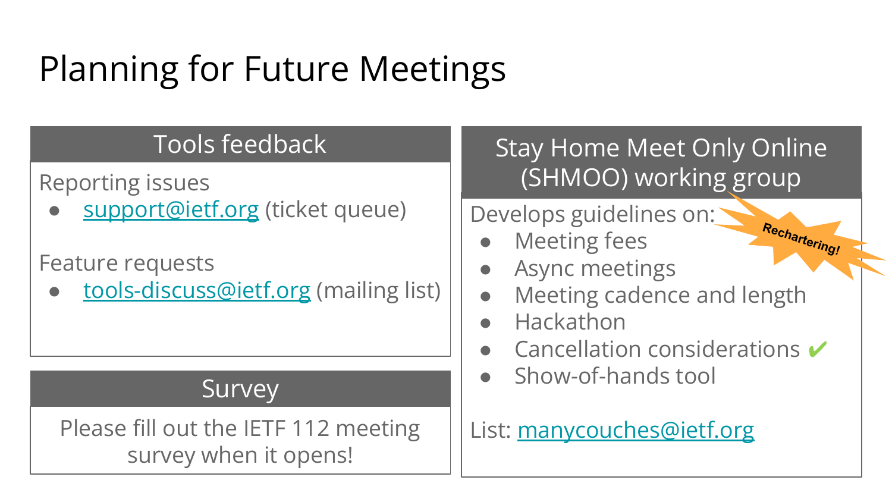# Planning for Future Meetings

## Tools feedback

Reporting issues

- support@ietf.org (ticket queue)

Feature requests

- tools-discuss@ietf.org (mailing list)

## Survey

Please fill out the IETF 112 meeting survey when it opens!

## Stay Home Meet Only Online (SHMOO) working group

Rechartering!

Develops guidelines on:

- Meeting fees
- Async meetings
- Meeting cadence and length
- Hackathon
- Cancellation considerations ✔
- Show-of-hands tool

List: manycouches@ietf.org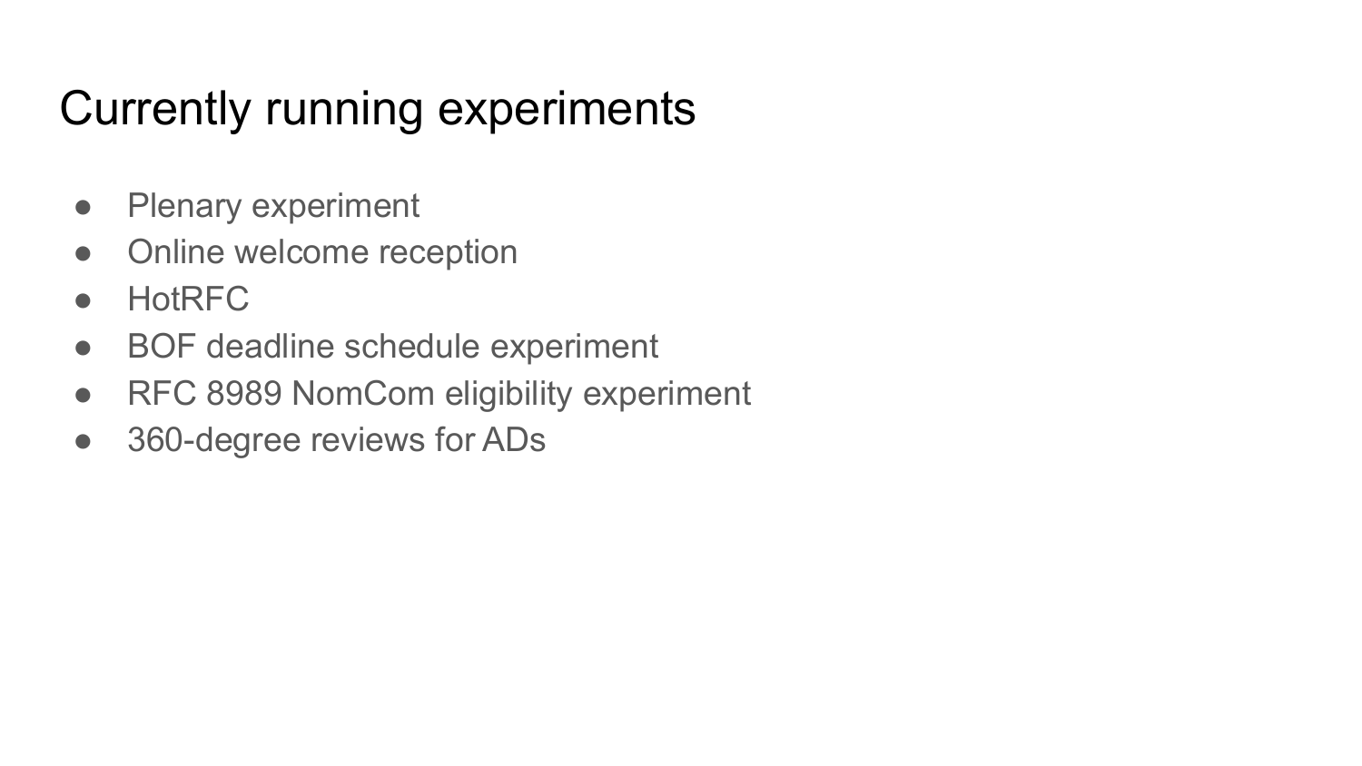# Currently running experiments

- Plenary experiment
- Online welcome reception
- HotRFC
- BOF deadline schedule experiment
- RFC 8989 NomCom eligibility experiment
- 360-degree reviews for ADs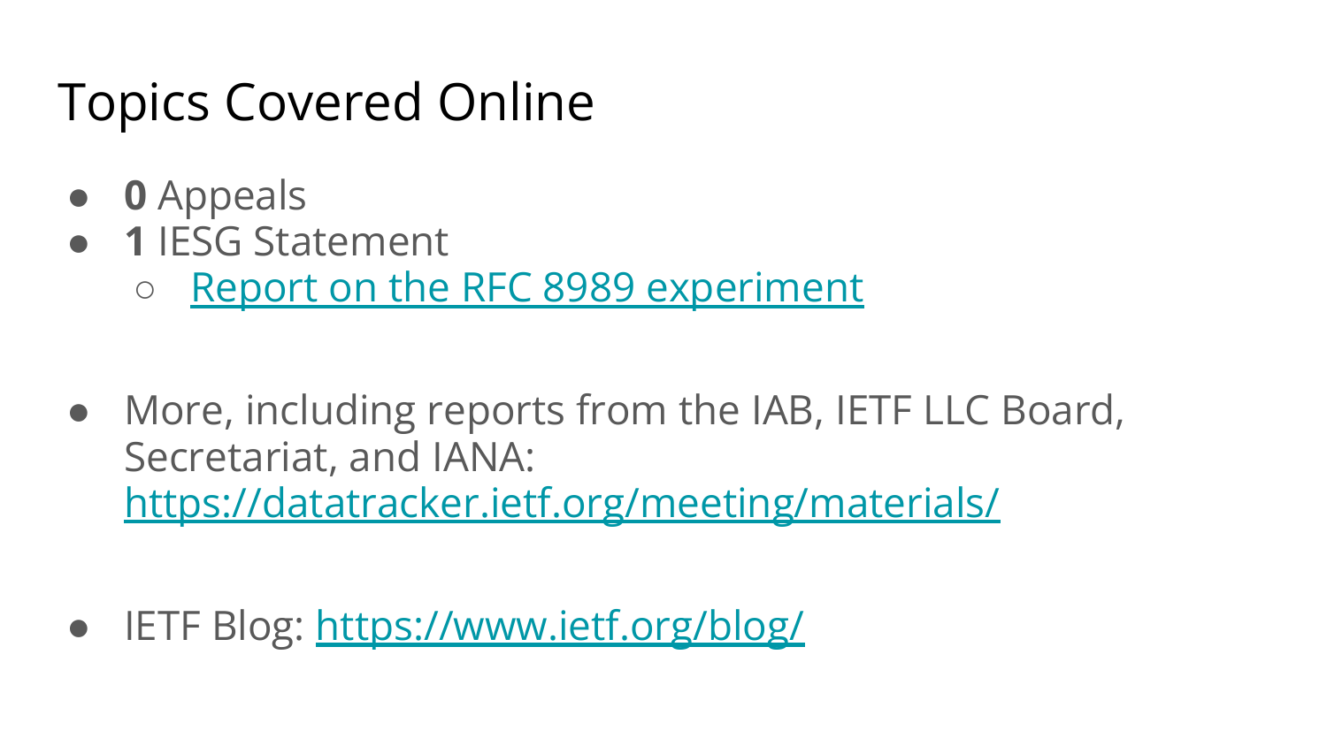# Topics Covered Online

- **0** Appeals
- **1** IESG Statement
  - [Report on the RFC 8989 experiment]()

- More, including reports from the IAB, IETF LLC Board, Secretariat, and IANA: https://datatracker.ietf.org/meeting/materials/

- IETF Blog: https://www.ietf.org/blog/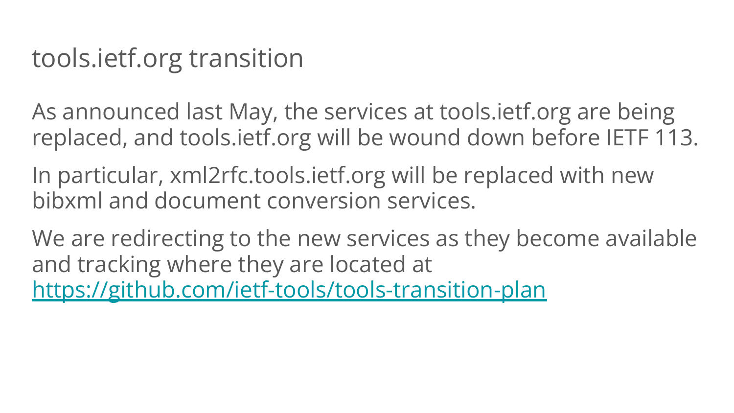# tools.ietf.org transition

As announced last May, the services at tools.ietf.org are being replaced, and tools.ietf.org will be wound down before IETF 113.

In particular, xml2rfc.tools.ietf.org will be replaced with new bibxml and document conversion services.

We are redirecting to the new services as they become available and tracking where they are located at [https://github.com/ietf-tools/tools-transition-plan](https://github.com/ietf-tools/tools-transition-plan)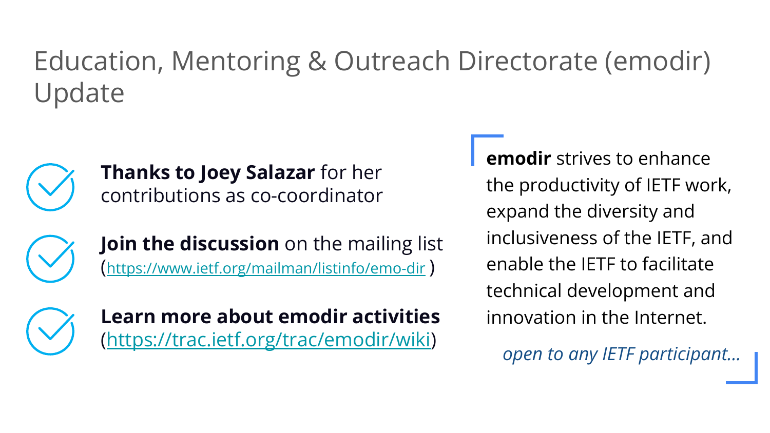# Education, Mentoring & Outreach Directorate (emodir) Update

- **Thanks to Joey Salazar** for her contributions as co-coordinator
- **Join the discussion** on the mailing list (https://www.ietf.org/mailman/listinfo/emo-dir )
- **Learn more about emodir activities** (https://trac.ietf.org/trac/emodir/wiki)

**emodir** strives to enhance the productivity of IETF work, expand the diversity and inclusiveness of the IETF, and enable the IETF to facilitate technical development and innovation in the Internet.

*open to any IETF participant…*